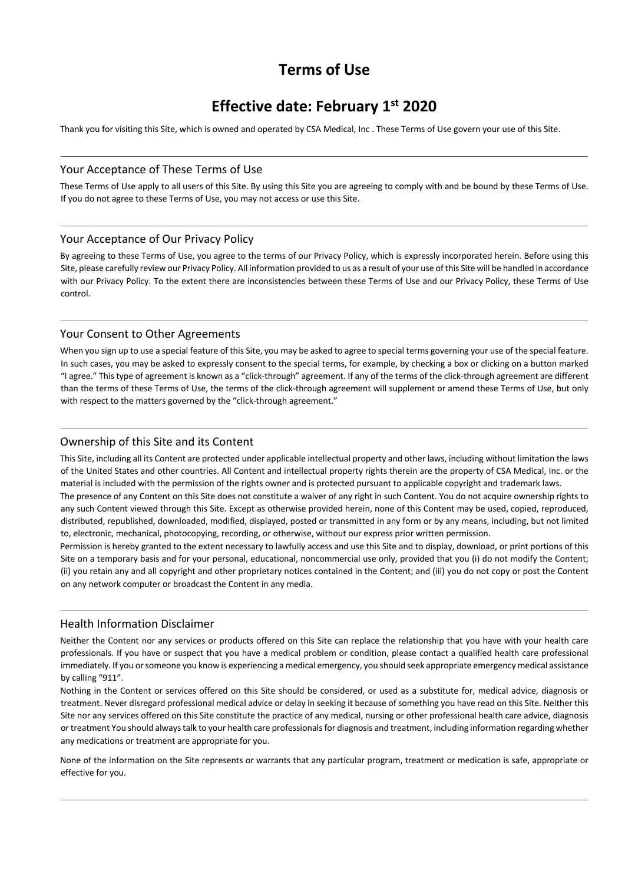# Terms of Use

# Effective date: February 1st 2020

Thank you for visiting this Site, which is owned and operated by CSA Medical, Inc . These Terms of Use govern your use of this Site.

---

## Your Acceptance of These Terms of Use

These Terms of Use apply to all users of this Site. By using this Site you are agreeing to comply with and be bound by these Terms of Use. If you do not agree to these Terms of Use, you may not access or use this Site.

---

## Your Acceptance of Our Privacy Policy

By agreeing to these Terms of Use, you agree to the terms of our Privacy Policy, which is expressly incorporated herein. Before using this Site, please carefully review our Privacy Policy. All information provided to us as a result of your use of this Site will be handled in accordance with our Privacy Policy. To the extent there are inconsistencies between these Terms of Use and our Privacy Policy, these Terms of Use control.

---

## Your Consent to Other Agreements

When you sign up to use a special feature of this Site, you may be asked to agree to special terms governing your use of the special feature. In such cases, you may be asked to expressly consent to the special terms, for example, by checking a box or clicking on a button marked "I agree." This type of agreement is known as a "click-through" agreement. If any of the terms of the click-through agreement are different than the terms of these Terms of Use, the terms of the click-through agreement will supplement or amend these Terms of Use, but only with respect to the matters governed by the "click-through agreement."

---

## Ownership of this Site and its Content

This Site, including all its Content are protected under applicable intellectual property and other laws, including without limitation the laws of the United States and other countries. All Content and intellectual property rights therein are the property of CSA Medical, Inc. or the material is included with the permission of the rights owner and is protected pursuant to applicable copyright and trademark laws.

The presence of any Content on this Site does not constitute a waiver of any right in such Content. You do not acquire ownership rights to any such Content viewed through this Site. Except as otherwise provided herein, none of this Content may be used, copied, reproduced, distributed, republished, downloaded, modified, displayed, posted or transmitted in any form or by any means, including, but not limited to, electronic, mechanical, photocopying, recording, or otherwise, without our express prior written permission.

Permission is hereby granted to the extent necessary to lawfully access and use this Site and to display, download, or print portions of this Site on a temporary basis and for your personal, educational, noncommercial use only, provided that you (i) do not modify the Content; (ii) you retain any and all copyright and other proprietary notices contained in the Content; and (iii) you do not copy or post the Content on any network computer or broadcast the Content in any media.

---

## Health Information Disclaimer

Neither the Content nor any services or products offered on this Site can replace the relationship that you have with your health care professionals. If you have or suspect that you have a medical problem or condition, please contact a qualified health care professional immediately. If you or someone you know is experiencing a medical emergency, you should seek appropriate emergency medical assistance by calling "911".

Nothing in the Content or services offered on this Site should be considered, or used as a substitute for, medical advice, diagnosis or treatment. Never disregard professional medical advice or delay in seeking it because of something you have read on this Site. Neither this Site nor any services offered on this Site constitute the practice of any medical, nursing or other professional health care advice, diagnosis or treatment You should always talk to your health care professionals for diagnosis and treatment, including information regarding whether any medications or treatment are appropriate for you.

None of the information on the Site represents or warrants that any particular program, treatment or medication is safe, appropriate or effective for you.

---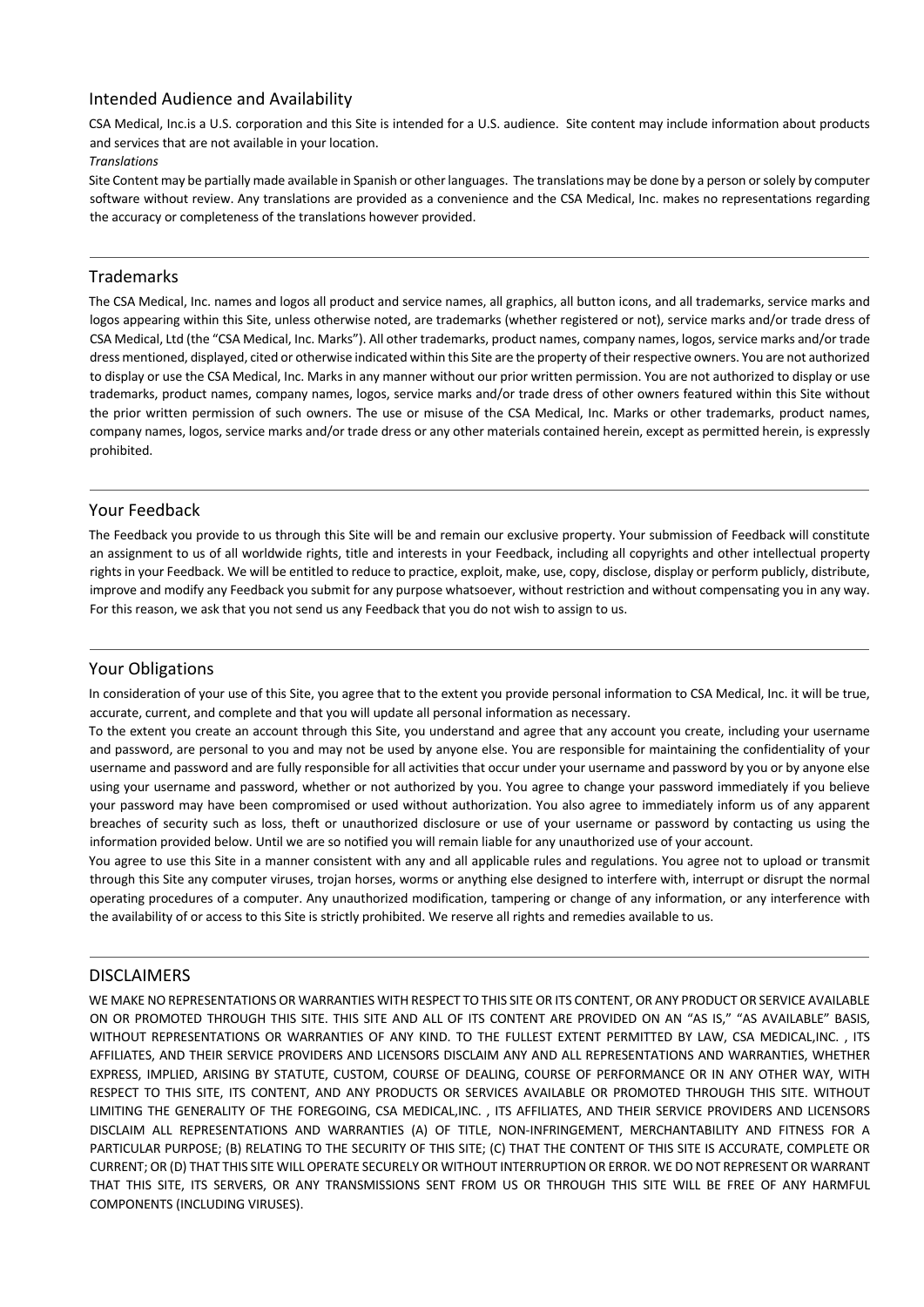## Intended Audience and Availability

CSA Medical, Inc.is a U.S. corporation and this Site is intended for a U.S. audience. Site content may include information about products and services that are not available in your location.

*Translations*

Site Content may be partially made available in Spanish or other languages. The translations may be done by a person or solely by computer software without review. Any translations are provided as a convenience and the CSA Medical, Inc. makes no representations regarding the accuracy or completeness of the translations however provided.

---

## Trademarks

The CSA Medical, Inc. names and logos all product and service names, all graphics, all button icons, and all trademarks, service marks and logos appearing within this Site, unless otherwise noted, are trademarks (whether registered or not), service marks and/or trade dress of CSA Medical, Ltd (the "CSA Medical, Inc. Marks"). All other trademarks, product names, company names, logos, service marks and/or trade dress mentioned, displayed, cited or otherwise indicated within this Site are the property of their respective owners. You are not authorized to display or use the CSA Medical, Inc. Marks in any manner without our prior written permission. You are not authorized to display or use trademarks, product names, company names, logos, service marks and/or trade dress of other owners featured within this Site without the prior written permission of such owners. The use or misuse of the CSA Medical, Inc. Marks or other trademarks, product names, company names, logos, service marks and/or trade dress or any other materials contained herein, except as permitted herein, is expressly prohibited.

---

## Your Feedback

The Feedback you provide to us through this Site will be and remain our exclusive property. Your submission of Feedback will constitute an assignment to us of all worldwide rights, title and interests in your Feedback, including all copyrights and other intellectual property rights in your Feedback. We will be entitled to reduce to practice, exploit, make, use, copy, disclose, display or perform publicly, distribute, improve and modify any Feedback you submit for any purpose whatsoever, without restriction and without compensating you in any way. For this reason, we ask that you not send us any Feedback that you do not wish to assign to us.

---

## Your Obligations

In consideration of your use of this Site, you agree that to the extent you provide personal information to CSA Medical, Inc. it will be true, accurate, current, and complete and that you will update all personal information as necessary.

To the extent you create an account through this Site, you understand and agree that any account you create, including your username and password, are personal to you and may not be used by anyone else. You are responsible for maintaining the confidentiality of your username and password and are fully responsible for all activities that occur under your username and password by you or by anyone else using your username and password, whether or not authorized by you. You agree to change your password immediately if you believe your password may have been compromised or used without authorization. You also agree to immediately inform us of any apparent breaches of security such as loss, theft or unauthorized disclosure or use of your username or password by contacting us using the information provided below. Until we are so notified you will remain liable for any unauthorized use of your account.

You agree to use this Site in a manner consistent with any and all applicable rules and regulations. You agree not to upload or transmit through this Site any computer viruses, trojan horses, worms or anything else designed to interfere with, interrupt or disrupt the normal operating procedures of a computer. Any unauthorized modification, tampering or change of any information, or any interference with the availability of or access to this Site is strictly prohibited. We reserve all rights and remedies available to us.

---

## DISCLAIMERS

WE MAKE NO REPRESENTATIONS OR WARRANTIES WITH RESPECT TO THIS SITE OR ITS CONTENT, OR ANY PRODUCT OR SERVICE AVAILABLE ON OR PROMOTED THROUGH THIS SITE. THIS SITE AND ALL OF ITS CONTENT ARE PROVIDED ON AN "AS IS," "AS AVAILABLE" BASIS, WITHOUT REPRESENTATIONS OR WARRANTIES OF ANY KIND. TO THE FULLEST EXTENT PERMITTED BY LAW, CSA MEDICAL,INC. , ITS AFFILIATES, AND THEIR SERVICE PROVIDERS AND LICENSORS DISCLAIM ANY AND ALL REPRESENTATIONS AND WARRANTIES, WHETHER EXPRESS, IMPLIED, ARISING BY STATUTE, CUSTOM, COURSE OF DEALING, COURSE OF PERFORMANCE OR IN ANY OTHER WAY, WITH RESPECT TO THIS SITE, ITS CONTENT, AND ANY PRODUCTS OR SERVICES AVAILABLE OR PROMOTED THROUGH THIS SITE. WITHOUT LIMITING THE GENERALITY OF THE FOREGOING, CSA MEDICAL,INC. , ITS AFFILIATES, AND THEIR SERVICE PROVIDERS AND LICENSORS DISCLAIM ALL REPRESENTATIONS AND WARRANTIES (A) OF TITLE, NON-INFRINGEMENT, MERCHANTABILITY AND FITNESS FOR A PARTICULAR PURPOSE; (B) RELATING TO THE SECURITY OF THIS SITE; (C) THAT THE CONTENT OF THIS SITE IS ACCURATE, COMPLETE OR CURRENT; OR (D) THAT THIS SITE WILL OPERATE SECURELY OR WITHOUT INTERRUPTION OR ERROR. WE DO NOT REPRESENT OR WARRANT THAT THIS SITE, ITS SERVERS, OR ANY TRANSMISSIONS SENT FROM US OR THROUGH THIS SITE WILL BE FREE OF ANY HARMFUL COMPONENTS (INCLUDING VIRUSES).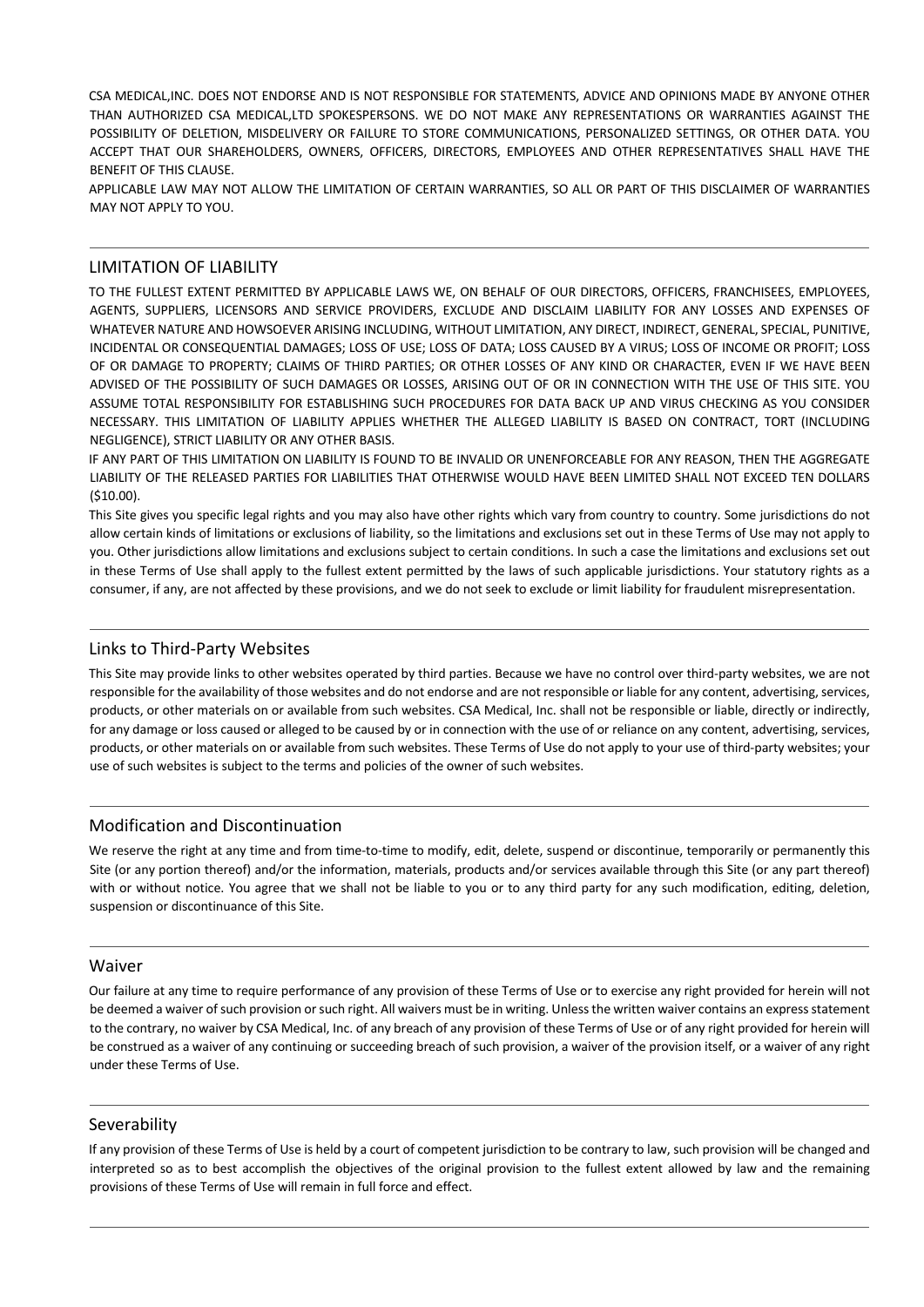CSA MEDICAL,INC. DOES NOT ENDORSE AND IS NOT RESPONSIBLE FOR STATEMENTS, ADVICE AND OPINIONS MADE BY ANYONE OTHER THAN AUTHORIZED CSA MEDICAL,LTD SPOKESPERSONS. WE DO NOT MAKE ANY REPRESENTATIONS OR WARRANTIES AGAINST THE POSSIBILITY OF DELETION, MISDELIVERY OR FAILURE TO STORE COMMUNICATIONS, PERSONALIZED SETTINGS, OR OTHER DATA. YOU ACCEPT THAT OUR SHAREHOLDERS, OWNERS, OFFICERS, DIRECTORS, EMPLOYEES AND OTHER REPRESENTATIVES SHALL HAVE THE BENEFIT OF THIS CLAUSE.

APPLICABLE LAW MAY NOT ALLOW THE LIMITATION OF CERTAIN WARRANTIES, SO ALL OR PART OF THIS DISCLAIMER OF WARRANTIES MAY NOT APPLY TO YOU.

## LIMITATION OF LIABILITY

TO THE FULLEST EXTENT PERMITTED BY APPLICABLE LAWS WE, ON BEHALF OF OUR DIRECTORS, OFFICERS, FRANCHISEES, EMPLOYEES, AGENTS, SUPPLIERS, LICENSORS AND SERVICE PROVIDERS, EXCLUDE AND DISCLAIM LIABILITY FOR ANY LOSSES AND EXPENSES OF WHATEVER NATURE AND HOWSOEVER ARISING INCLUDING, WITHOUT LIMITATION, ANY DIRECT, INDIRECT, GENERAL, SPECIAL, PUNITIVE, INCIDENTAL OR CONSEQUENTIAL DAMAGES; LOSS OF USE; LOSS OF DATA; LOSS CAUSED BY A VIRUS; LOSS OF INCOME OR PROFIT; LOSS OF OR DAMAGE TO PROPERTY; CLAIMS OF THIRD PARTIES; OR OTHER LOSSES OF ANY KIND OR CHARACTER, EVEN IF WE HAVE BEEN ADVISED OF THE POSSIBILITY OF SUCH DAMAGES OR LOSSES, ARISING OUT OF OR IN CONNECTION WITH THE USE OF THIS SITE. YOU ASSUME TOTAL RESPONSIBILITY FOR ESTABLISHING SUCH PROCEDURES FOR DATA BACK UP AND VIRUS CHECKING AS YOU CONSIDER NECESSARY. THIS LIMITATION OF LIABILITY APPLIES WHETHER THE ALLEGED LIABILITY IS BASED ON CONTRACT, TORT (INCLUDING NEGLIGENCE), STRICT LIABILITY OR ANY OTHER BASIS.

IF ANY PART OF THIS LIMITATION ON LIABILITY IS FOUND TO BE INVALID OR UNENFORCEABLE FOR ANY REASON, THEN THE AGGREGATE LIABILITY OF THE RELEASED PARTIES FOR LIABILITIES THAT OTHERWISE WOULD HAVE BEEN LIMITED SHALL NOT EXCEED TEN DOLLARS ($10.00).

This Site gives you specific legal rights and you may also have other rights which vary from country to country. Some jurisdictions do not allow certain kinds of limitations or exclusions of liability, so the limitations and exclusions set out in these Terms of Use may not apply to you. Other jurisdictions allow limitations and exclusions subject to certain conditions. In such a case the limitations and exclusions set out in these Terms of Use shall apply to the fullest extent permitted by the laws of such applicable jurisdictions. Your statutory rights as a consumer, if any, are not affected by these provisions, and we do not seek to exclude or limit liability for fraudulent misrepresentation.

## Links to Third-Party Websites

This Site may provide links to other websites operated by third parties. Because we have no control over third-party websites, we are not responsible for the availability of those websites and do not endorse and are not responsible or liable for any content, advertising, services, products, or other materials on or available from such websites. CSA Medical, Inc. shall not be responsible or liable, directly or indirectly, for any damage or loss caused or alleged to be caused by or in connection with the use of or reliance on any content, advertising, services, products, or other materials on or available from such websites. These Terms of Use do not apply to your use of third-party websites; your use of such websites is subject to the terms and policies of the owner of such websites.

## Modification and Discontinuation

We reserve the right at any time and from time-to-time to modify, edit, delete, suspend or discontinue, temporarily or permanently this Site (or any portion thereof) and/or the information, materials, products and/or services available through this Site (or any part thereof) with or without notice. You agree that we shall not be liable to you or to any third party for any such modification, editing, deletion, suspension or discontinuance of this Site.

## Waiver

Our failure at any time to require performance of any provision of these Terms of Use or to exercise any right provided for herein will not be deemed a waiver of such provision or such right. All waivers must be in writing. Unless the written waiver contains an express statement to the contrary, no waiver by CSA Medical, Inc. of any breach of any provision of these Terms of Use or of any right provided for herein will be construed as a waiver of any continuing or succeeding breach of such provision, a waiver of the provision itself, or a waiver of any right under these Terms of Use.

## Severability

If any provision of these Terms of Use is held by a court of competent jurisdiction to be contrary to law, such provision will be changed and interpreted so as to best accomplish the objectives of the original provision to the fullest extent allowed by law and the remaining provisions of these Terms of Use will remain in full force and effect.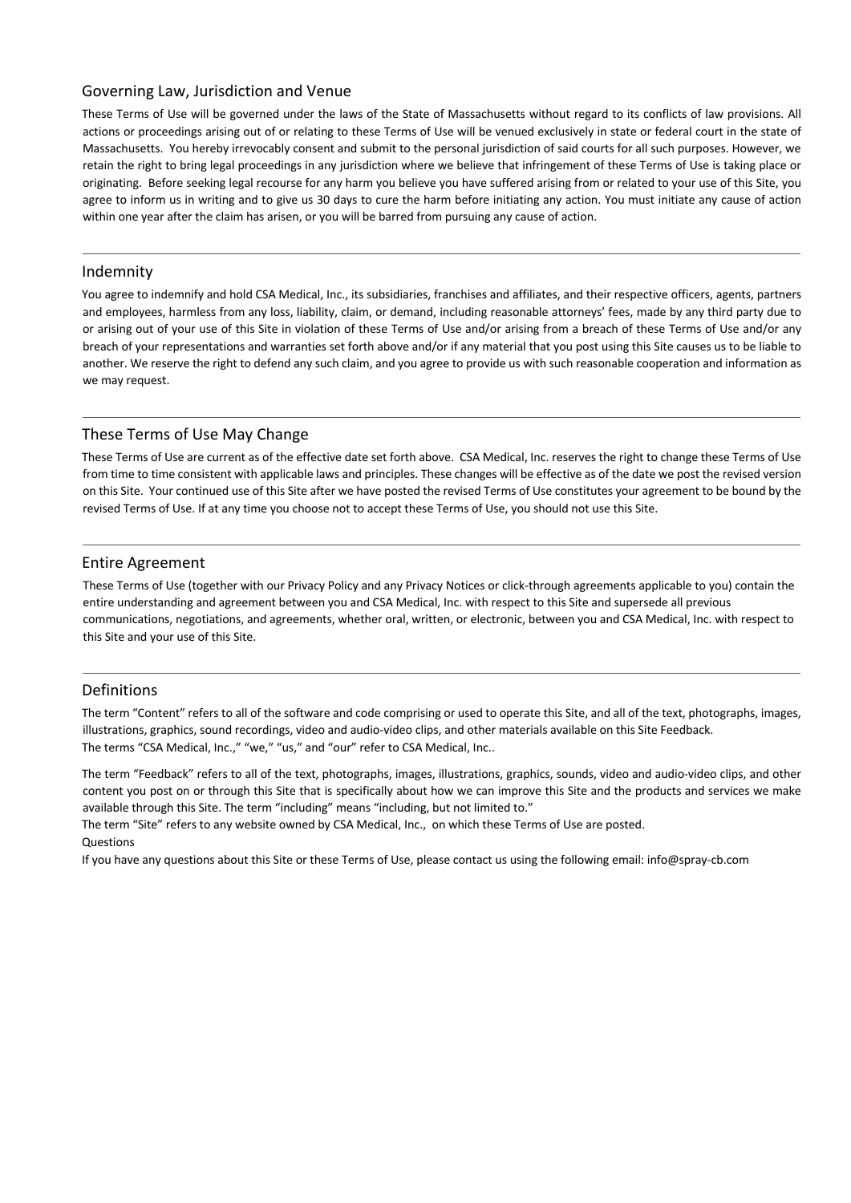## Governing Law, Jurisdiction and Venue

These Terms of Use will be governed under the laws of the State of Massachusetts without regard to its conflicts of law provisions. All actions or proceedings arising out of or relating to these Terms of Use will be venued exclusively in state or federal court in the state of Massachusetts. You hereby irrevocably consent and submit to the personal jurisdiction of said courts for all such purposes. However, we retain the right to bring legal proceedings in any jurisdiction where we believe that infringement of these Terms of Use is taking place or originating. Before seeking legal recourse for any harm you believe you have suffered arising from or related to your use of this Site, you agree to inform us in writing and to give us 30 days to cure the harm before initiating any action. You must initiate any cause of action within one year after the claim has arisen, or you will be barred from pursuing any cause of action.

---

## Indemnity

You agree to indemnify and hold CSA Medical, Inc., its subsidiaries, franchises and affiliates, and their respective officers, agents, partners and employees, harmless from any loss, liability, claim, or demand, including reasonable attorneys' fees, made by any third party due to or arising out of your use of this Site in violation of these Terms of Use and/or arising from a breach of these Terms of Use and/or any breach of your representations and warranties set forth above and/or if any material that you post using this Site causes us to be liable to another. We reserve the right to defend any such claim, and you agree to provide us with such reasonable cooperation and information as we may request.

---

## These Terms of Use May Change

These Terms of Use are current as of the effective date set forth above. CSA Medical, Inc. reserves the right to change these Terms of Use from time to time consistent with applicable laws and principles. These changes will be effective as of the date we post the revised version on this Site. Your continued use of this Site after we have posted the revised Terms of Use constitutes your agreement to be bound by the revised Terms of Use. If at any time you choose not to accept these Terms of Use, you should not use this Site.

---

## Entire Agreement

These Terms of Use (together with our Privacy Policy and any Privacy Notices or click-through agreements applicable to you) contain the entire understanding and agreement between you and CSA Medical, Inc. with respect to this Site and supersede all previous communications, negotiations, and agreements, whether oral, written, or electronic, between you and CSA Medical, Inc. with respect to this Site and your use of this Site.

---

## Definitions

The term "Content" refers to all of the software and code comprising or used to operate this Site, and all of the text, photographs, images, illustrations, graphics, sound recordings, video and audio-video clips, and other materials available on this Site Feedback.
The terms "CSA Medical, Inc.," "we," "us," and "our" refer to CSA Medical, Inc..

The term "Feedback" refers to all of the text, photographs, images, illustrations, graphics, sounds, video and audio-video clips, and other content you post on or through this Site that is specifically about how we can improve this Site and the products and services we make available through this Site. The term "including" means "including, but not limited to."
The term "Site" refers to any website owned by CSA Medical, Inc., on which these Terms of Use are posted.
Questions
If you have any questions about this Site or these Terms of Use, please contact us using the following email: info@spray-cb.com